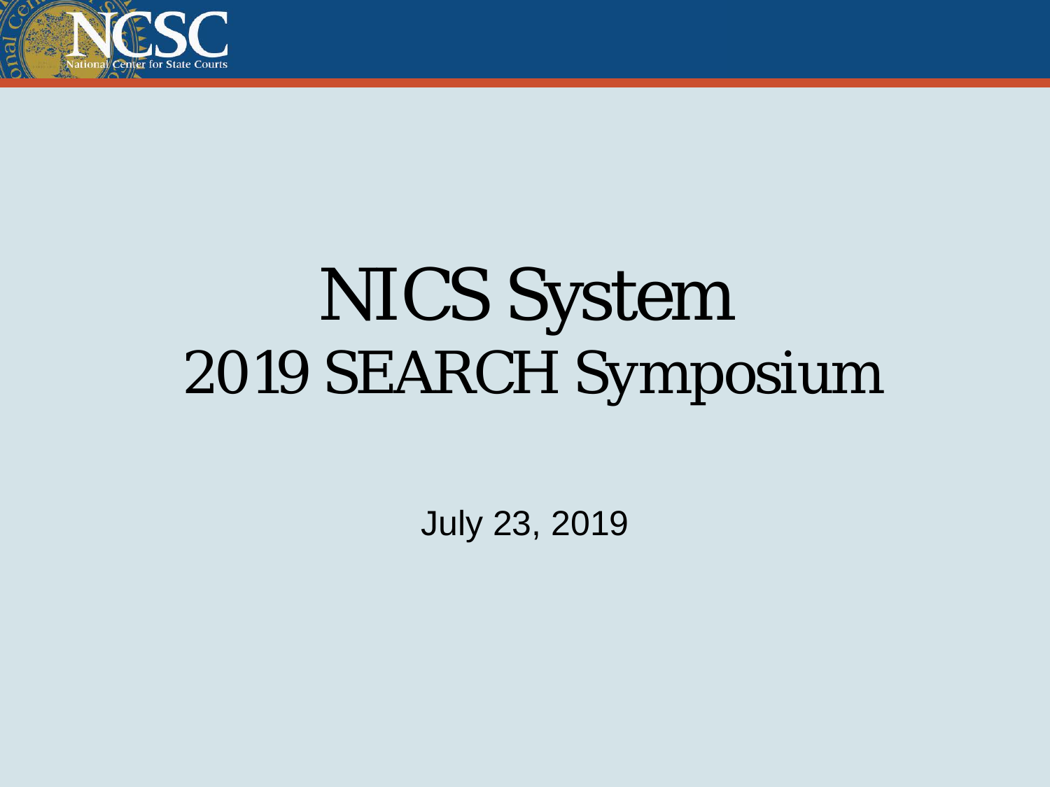# NICS System
## 2019 SEARCH Symposium

July 23, 2019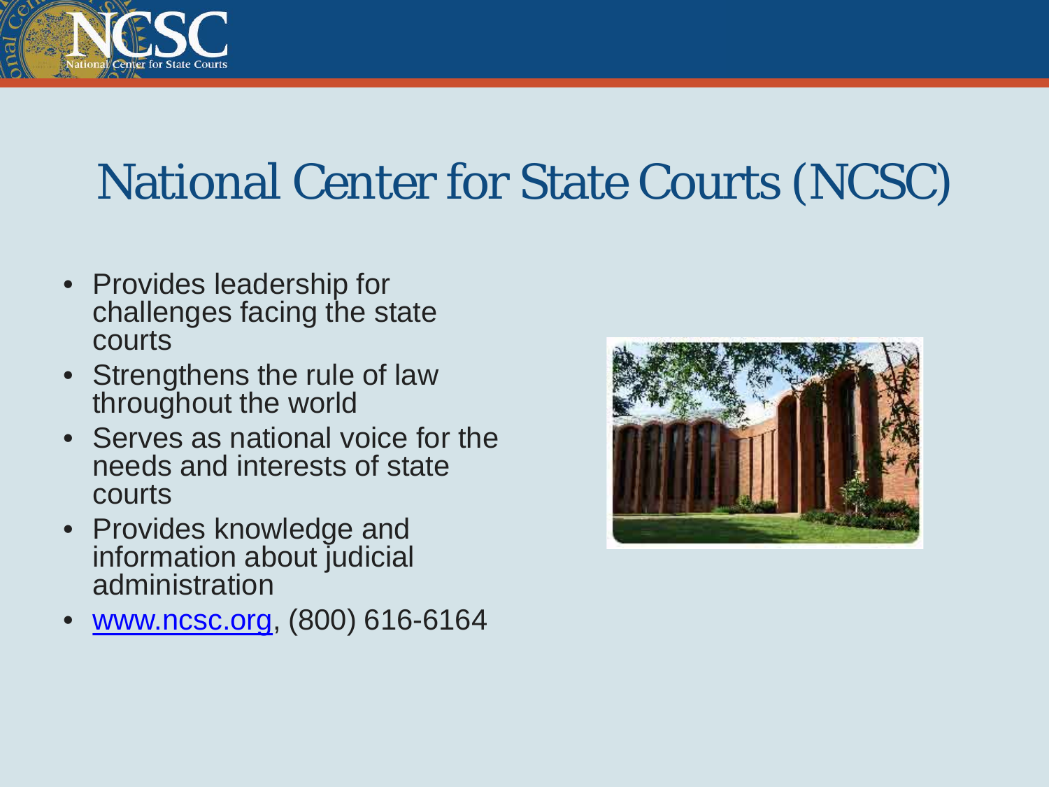# National Center for State Courts (NCSC)

- Provides leadership for challenges facing the state courts
- Strengthens the rule of law throughout the world
- Serves as national voice for the needs and interests of state courts
- Provides knowledge and information about judicial administration
- www.ncsc.org, (800) 616-6164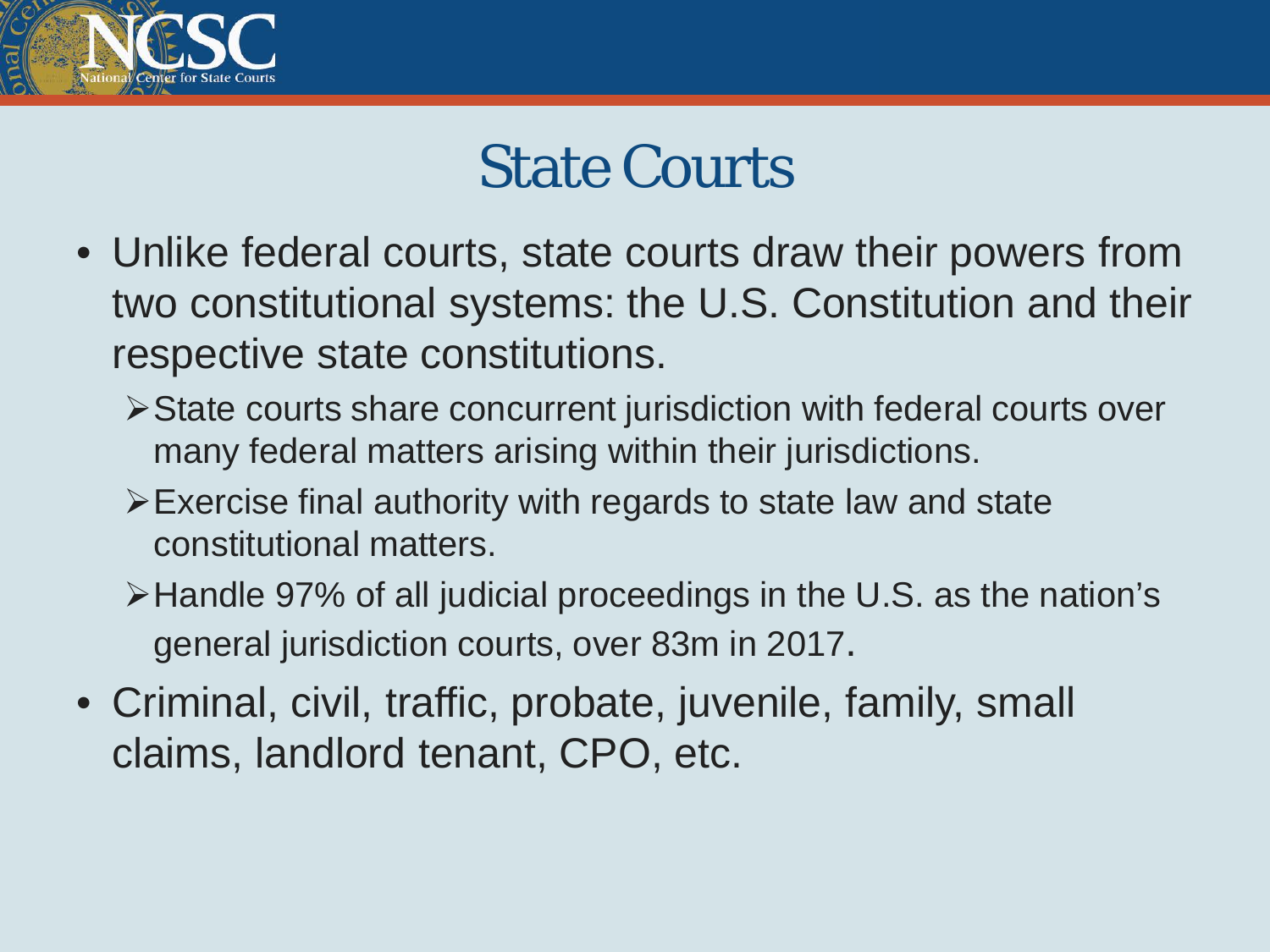# State Courts

- Unlike federal courts, state courts draw their powers from two constitutional systems: the U.S. Constitution and their respective state constitutions.
  - State courts share concurrent jurisdiction with federal courts over many federal matters arising within their jurisdictions.
  - Exercise final authority with regards to state law and state constitutional matters.
  - Handle 97% of all judicial proceedings in the U.S. as the nation's general jurisdiction courts, over 83m in 2017.
- Criminal, civil, traffic, probate, juvenile, family, small claims, landlord tenant, CPO, etc.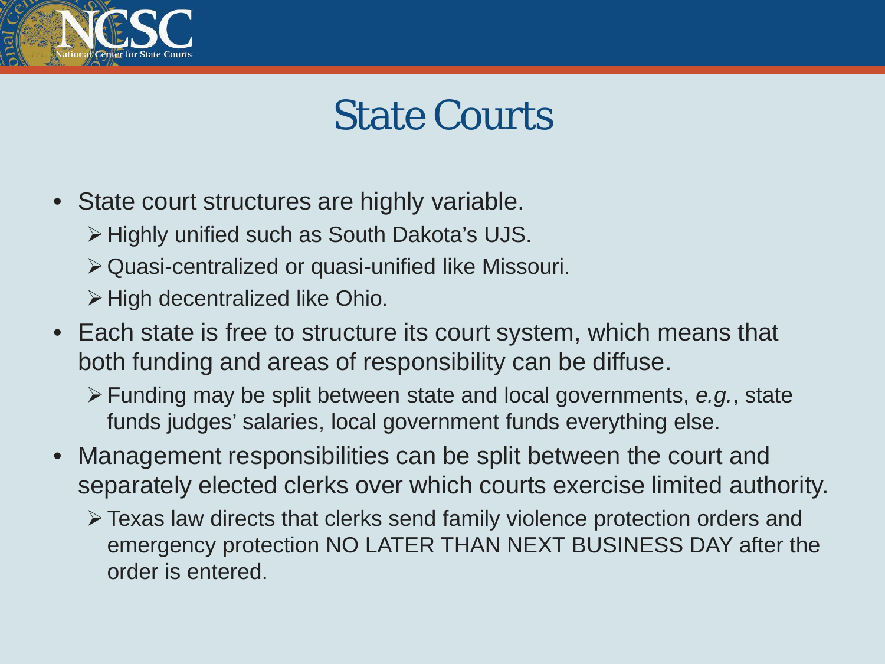# State Courts

- State court structures are highly variable.
  - Highly unified such as South Dakota's UJS.
  - Quasi-centralized or quasi-unified like Missouri.
  - High decentralized like Ohio.
- Each state is free to structure its court system, which means that both funding and areas of responsibility can be diffuse.
  - Funding may be split between state and local governments, *e.g.*, state funds judges' salaries, local government funds everything else.
- Management responsibilities can be split between the court and separately elected clerks over which courts exercise limited authority.
  - Texas law directs that clerks send family violence protection orders and emergency protection NO LATER THAN NEXT BUSINESS DAY after the order is entered.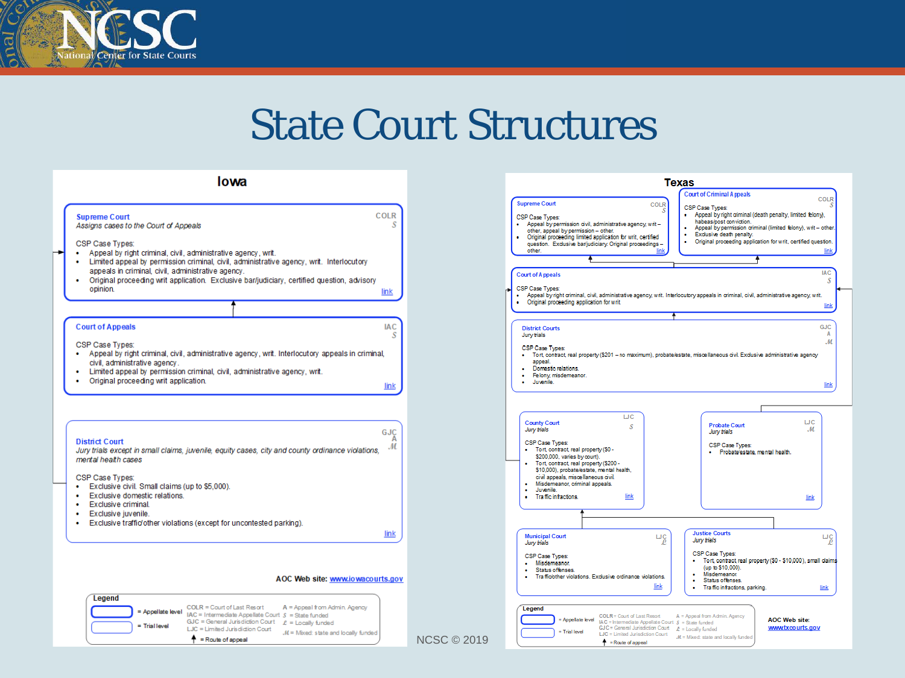# State Court Structures

## Iowa

### Supreme Court
COLR
*S*

*Assigns cases to the Court of Appeals*

CSP Case Types:
- Appeal by right criminal, civil, administrative agency, writ.
- Limited appeal by permission criminal, civil, administrative agency, writ. Interlocutory appeals in criminal, civil, administrative agency.
- Original proceeding writ application. Exclusive bar/judiciary, certified question, advisory opinion.

link

### Court of Appeals
IAC
*S*

CSP Case Types:
- Appeal by right criminal, civil, administrative agency, writ. Interlocutory appeals in criminal, civil, administrative agency.
- Limited appeal by permission criminal, civil, administrative agency, writ.
- Original proceeding writ application.

link

### District Court
GJC
A
*M*

*Jury trials except in small claims, juvenile, equity cases, city and county ordinance violations, mental health cases*

CSP Case Types:
- Exclusive civil. Small claims (up to $5,000).
- Exclusive domestic relations.
- Exclusive criminal.
- Exclusive juvenile.
- Exclusive traffic/other violations (except for uncontested parking).

link

AOC Web site: www.iowacourts.gov

**Legend**
- = Appellate level
- = Trial level
- ↑ = Route of appeal

COLR = Court of Last Resort
IAC = Intermediate Appellate Court
GJC = General Jurisdiction Court
LJC = Limited Jurisdiction Court

A = Appeal from Admin. Agency
*S* = State funded
*L* = Locally funded
*M* = Mixed: state and locally funded

## Texas

### Supreme Court
COLR
*S*

CSP Case Types:
- Appeal by permission civil, administrative agency, writ – other, appeal by permission – other.
- Original proceeding limited application for writ, certified question. Exclusive bar/judiciary. Original proceedings – other.

link

### Court of Criminal Appeals
COLR
*S*

CSP Case Types:
- Appeal by right criminal (death penalty, limited felony), habeas/post conviction.
- Appeal by permission criminal (limited felony), writ – other.
- Exclusive death penalty.
- Original proceeding application for writ, certified question.

link

### Court of Appeals
IAC
*S*

CSP Case Types:
- Appeal by right criminal, civil, administrative agency, writ. Interlocutory appeals in criminal, civil, administrative agency, writ.
- Original proceeding application for writ

link

### District Courts
GJC
A
*M*

*Jury trials*

CSP Case Types:
- Tort, contract, real property ($201 – no maximum), probate/estate, miscellaneous civil. Exclusive administrative agency appeal.
- Domestic relations.
- Felony, misdemeanor.
- Juvenile.

link

### County Court
LJC
*S*

*Jury trials*

CSP Case Types:
- Tort, contract, real property ($0 - $200,000, varies by court).
- Tort, contract, real property ($200 - $10,000), probate/estate, mental health, civil appeals, miscellaneous civil.
- Misdemeanor, criminal appeals.
- Juvenile.
- Traffic infractions.

link

### Probate Court
LJC
*M*

*Jury trials*

CSP Case Types:
- Probate/estate, mental health.

link

### Municipal Court
LJC
*L*

*Jury trials*

CSP Case Types:
- Misdemeanor.
- Status offenses.
- Traffic/other violations. Exclusive ordinance violations.

link

### Justice Courts
LJC
*L*

*Jury trials*

CSP Case Types:
- Tort, contract, real property ($0 - $10,000), small claims (up to $10,000).
- Misdemeanor.
- Status offenses.
- Traffic infractions, parking.

link

**Legend**
- = Appellate level
- = Trial level
- ↑ = Route of appeal

COLR = Court of Last Resort
IAC = Intermediate Appellate Court
GJC = General Jurisdiction Court
LJC = Limited Jurisdiction Court

A = Appeal from Admin. Agency
*S* = State funded
*L* = Locally funded
*M* = Mixed: state and locally funded

AOC Web site: www.txcourts.gov

NCSC © 2019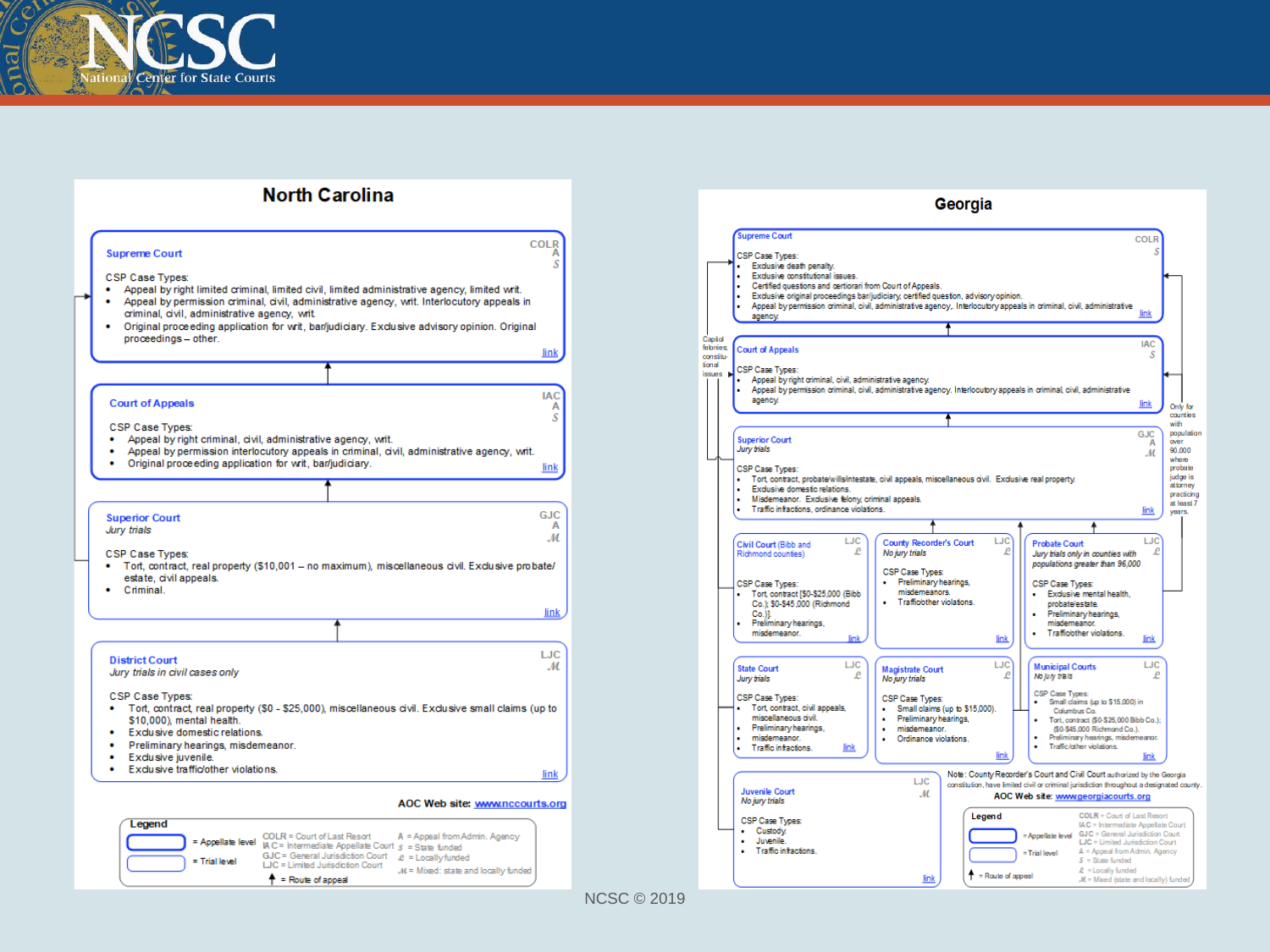## North Carolina

### Supreme Court

COLR, A, S

CSP Case Types:

- Appeal by right limited criminal, limited civil, limited administrative agency, limited writ.
- Appeal by permission criminal, civil, administrative agency, writ. Interlocutory appeals in criminal, civil, administrative agency, writ.
- Original proceeding application for writ, bar/judiciary. Exclusive advisory opinion. Original proceedings – other.

link

### Court of Appeals

IAC, A, S

CSP Case Types:

- Appeal by right criminal, civil, administrative agency, writ.
- Appeal by permission interlocutory appeals in criminal, civil, administrative agency, writ.
- Original proceeding application for writ, bar/judiciary.

link

### Superior Court

*Jury trials*

GJC, A, M

CSP Case Types:

- Tort, contract, real property ($10,001 – no maximum), miscellaneous civil. Exclusive probate/estate, civil appeals.
- Criminal.

link

### District Court

*Jury trials in civil cases only*

LJC, M

CSP Case Types:

- Tort, contract, real property ($0 - $25,000), miscellaneous civil. Exclusive small claims (up to $10,000), mental health.
- Exclusive domestic relations.
- Preliminary hearings, misdemeanor.
- Exclusive juvenile.
- Exclusive traffic/other violations.

link

AOC Web site: www.nccourts.org

**Legend**

- = Appellate level
- = Trial level
- ↑ = Route of appeal

COLR = Court of Last Resort; IAC = Intermediate Appellate Court; GJC = General Jurisdiction Court; LJC = Limited Jurisdiction Court

A = Appeal from Admin. Agency; S = State funded; L = Locally funded; M = Mixed: state and locally funded

## Georgia

### Supreme Court

COLR, S

CSP Case Types:

- Exclusive death penalty.
- Exclusive constitutional issues.
- Certified questions and certiorari from Court of Appeals.
- Exclusive original proceedings bar/judiciary, certified question, advisory opinion.
- Appeal by permission criminal, civil, administrative agency,. Interlocutory appeals in criminal, civil, administrative agency.

link

Capital felonies constitutional issues

### Court of Appeals

IAC, S

CSP Case Types:

- Appeal by right criminal, civil, administrative agency.
- Appeal by permission criminal, civil, administrative agency. Interlocutory appeals in criminal, civil, administrative agency.

link

Only for counties with population over 90,000 where probate judge is attorney practicing at least 7 years.

### Superior Court

*Jury trials*

GJC, A, M

CSP Case Types:

- Tort, contract, probate/wills/intestate, civil appeals, miscellaneous civil. Exclusive real property.
- Exclusive domestic relations.
- Misdemeanor. Exclusive felony, criminal appeals.
- Traffic infractions, ordinance violations.

link

### Civil Court (Bibb and Richmond counties)

LJC, L

CSP Case Types:

- Tort, contract [$0-$25,000 (Bibb Co.); $0-$45,000 (Richmond Co.)].
- Preliminary hearings, misdemeanor.

link

### County Recorder's Court

*No jury trials*

LJC, L

CSP Case Types:

- Preliminary hearings, misdemeanors.
- Traffic/other violations.

link

### Probate Court

*Jury trials only in counties with populations greater than 96,000*

LJC, L

CSP Case Types:

- Exclusive mental health, probate/estate.
- Preliminary hearings, misdemeanor.
- Traffic/other violations.

link

### State Court

*Jury trials*

LJC, L

CSP Case Types:

- Tort, contract, civil appeals, miscellaneous civil.
- Preliminary hearings, misdemeanor.
- Traffic infractions.

link

### Magistrate Court

*No jury trials*

LJC, L

CSP Case Types:

- Small claims (up to $15,000).
- Preliminary hearings, misdemeanor.
- Ordinance violations.

link

### Municipal Courts

*No jury trials*

LJC, L

CSP Case Types:

- Small claims (up to $15,000) in Columbus Co.
- Tort, contract ($0-$25,000 Bibb Co.; $0-$45,000 Richmond Co.).
- Preliminary hearings, misdemeanor.
- Traffic/other violations.

link

### Juvenile Court

*No jury trials*

LJC, M

CSP Case Types:

- Custody.
- Juvenile.
- Traffic infractions.

link

Note: County Recorder's Court and Civil Court authorized by the Georgia constitution, have limited civil or criminal jurisdiction throughout a designated county.

AOC Web site: www.georgiacourts.org

**Legend**

- = Appellate level
- = Trial level
- ↑ = Route of appeal

COLR = Court of Last Resort; IAC = Intermediate Appellate Court; GJC = General Jurisdiction Court; LJC = Limited Jurisdiction Court; A = Appeal from Admin. Agency; S = State funded; L = Locally funded; M = Mixed (state and locally) funded

NCSC © 2019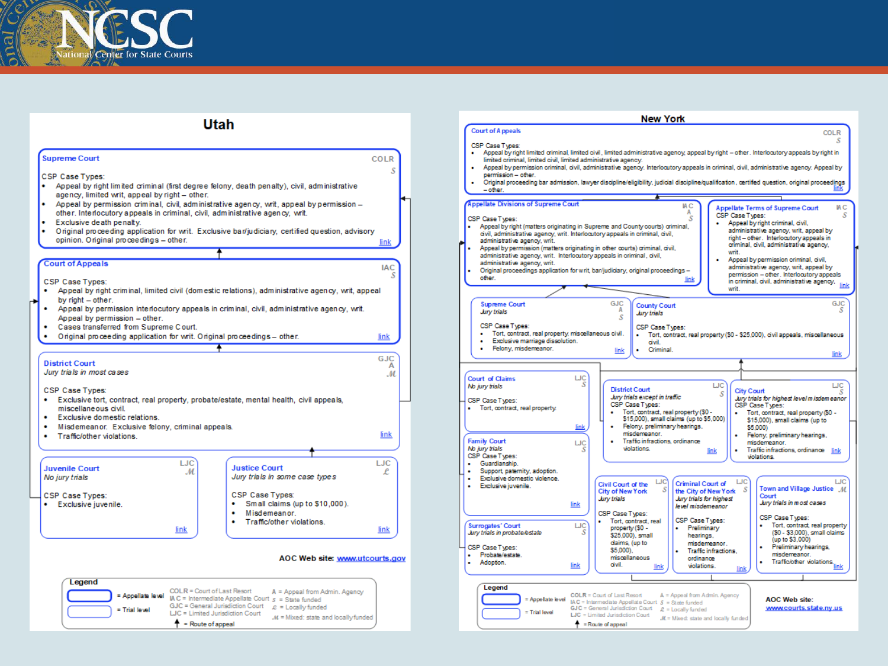## Utah

**Supreme Court** — COLR, S

CSP Case Types:
- Appeal by right limited criminal (first degree felony, death penalty), civil, administrative agency, limited writ, appeal by right – other.
- Appeal by permission criminal, civil, administrative agency, writ, appeal by permission – other. Interlocutory appeals in criminal, civil, administrative agency, writ.
- Exclusive death penalty.
- Original proceeding application for writ. Exclusive bar/judiciary, certified question, advisory opinion. Original proceedings – other.

link

**Court of Appeals** — IAC, S

CSP Case Types:
- Appeal by right criminal, limited civil (domestic relations), administrative agency, writ, appeal by right – other.
- Appeal by permission interlocutory appeals in criminal, civil, administrative agency, writ. Appeal by permission – other.
- Cases transferred from Supreme Court.
- Original proceeding application for writ. Original proceedings – other.

link

**District Court** — GJC, A, M
*Jury trials in most cases*

CSP Case Types:
- Exclusive tort, contract, real property, probate/estate, mental health, civil appeals, miscellaneous civil.
- Exclusive domestic relations.
- Misdemeanor. Exclusive felony, criminal appeals.
- Traffic/other violations.

link

**Juvenile Court** — LJC, M
*No jury trials*

CSP Case Types:
- Exclusive juvenile.

link

**Justice Court** — LJC, £
*Jury trials in some case types*

CSP Case Types:
- Small claims (up to $10,000).
- Misdemeanor.
- Traffic/other violations.

link

AOC Web site: www.utcourts.gov

**Legend**
- = Appellate level
- = Trial level
- COLR = Court of Last Resort
- IAC = Intermediate Appellate Court
- GJC = General Jurisdiction Court
- LJC = Limited Jurisdiction Court
- A = Appeal from Admin. Agency
- S = State funded
- £ = Locally funded
- M = Mixed: state and locally funded
- ↑ = Route of appeal

## New York

**Court of Appeals** — COLR, S

CSP Case Types:
- Appeal by right limited criminal, limited civil, limited administrative agency, appeal by right – other. Interlocutory appeals by right in limited criminal, limited civil, limited administrative agency.
- Appeal by permission criminal, civil, administrative agency. Interlocutory appeals in criminal, civil, administrative agency. Appeal by permission – other.
- Original proceeding bar admission, lawyer discipline/eligibility, judicial discipline/qualification, certified question, original proceedings – other.

link

**Appellate Divisions of Supreme Court** — IAC, A, S

CSP Case Types:
- Appeal by right (matters originating in Supreme and County courts) criminal, civil, administrative agency, writ. Interlocutory appeals in criminal, civil, administrative agency, writ.
- Appeal by permission (matters originating in other courts) criminal, civil, administrative agency, writ. Interlocutory appeals in criminal, civil, administrative agency, writ.
- Original proceedings application for writ, bar/judiciary, original proceedings – other.

link

**Appellate Terms of Supreme Court** — IAC, S

CSP Case Types:
- Appeal by right criminal, civil, administrative agency, writ, appeal by right – other. Interlocutory appeals in criminal, civil, administrative agency, writ.
- Appeal by permission criminal, civil, administrative agency, writ, appeal by permission – other. Interlocutory appeals in criminal, civil, administrative agency, writ.

link

**Supreme Court** — GJC, A, S
*Jury trials*

CSP Case Types:
- Tort, contract, real property, miscellaneous civil.
- Exclusive marriage dissolution.
- Felony, misdemeanor.

link

**County Court** — GJC, S
*Jury trials*

CSP Case Types:
- Tort, contract, real property ($0 - $25,000), civil appeals, miscellaneous civil.
- Criminal.

link

**Court of Claims** — LJC, S
*No jury trials*

CSP Case Types:
- Tort, contract, real property.

link

**District Court** — LJC, S
*Jury trials except in traffic*

CSP Case Types:
- Tort, contract, real property ($0 - $15,000), small claims (up to $5,000)
- Felony, preliminary hearings, misdemeanor.
- Traffic infractions, ordinance violations.

link

**City Court** — LJC, S
*Jury trials for highest level misdemeanor*

CSP Case Types:
- Tort, contract, real property ($0 - $15,000), small claims (up to $5,000)
- Felony, preliminary hearings, misdemeanor.
- Traffic infractions, ordinance violations.

link

**Family Court** — LJC, S
*No jury trials*

CSP Case Types:
- Guardianship.
- Support, paternity, adoption.
- Exclusive domestic violence.
- Exclusive juvenile.

link

**Civil Court of the City of New York** — LJC, S
*Jury trials*

CSP Case Types:
- Tort, contract, real property ($0 - $25,000), small claims, (up to $5,000), miscellaneous civil.

link

**Criminal Court of the City of New York** — LJC, S
*Jury trials for highest level misdemeanor*

CSP Case Types:
- Preliminary hearings, misdemeanor.
- Traffic infractions, ordinance violations.

link

**Town and Village Justice Court** — LJC, M
*Jury trials in most cases*

CSP Case Types:
- Tort, contract, real property ($0 - $3,000), small claims (up to $3,000)
- Preliminary hearings, misdemeanor.
- Traffic/other violations.

link

**Surrogates' Court** — LJC, S
*Jury trials in probate/estate*

CSP Case Types:
- Probate/estate.
- Adoption.

link

**Legend**
- = Appellate level
- = Trial level
- COLR = Court of Last Resort
- IAC = Intermediate Appellate Court
- GJC = General Jurisdiction Court
- LJC = Limited Jurisdiction Court
- A = Appeal from Admin. Agency
- S = State funded
- £ = Locally funded
- M = Mixed: state and locally funded
- ↑ = Route of appeal

AOC Web site: www.courts.state.ny.us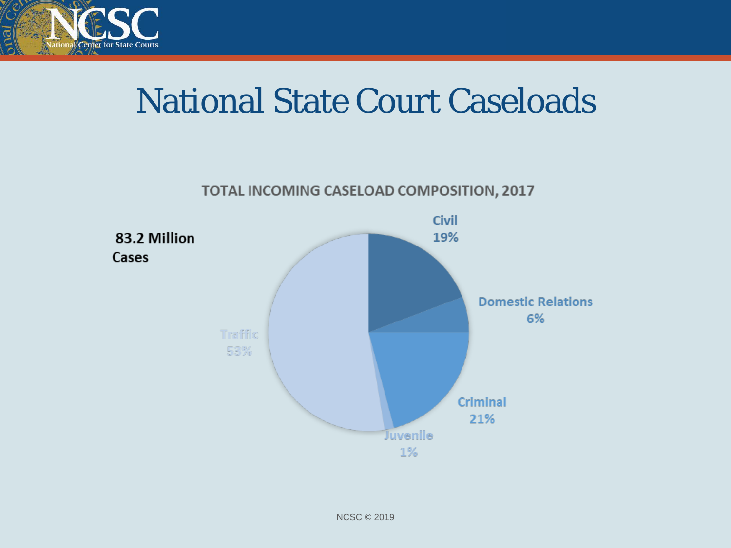# National State Court Caseloads

**TOTAL INCOMING CASELOAD COMPOSITION, 2017**

**83.2 Million Cases**

Civil 19%

Domestic Relations 6%

Criminal 21%

Juvenile 1%

Traffic 53%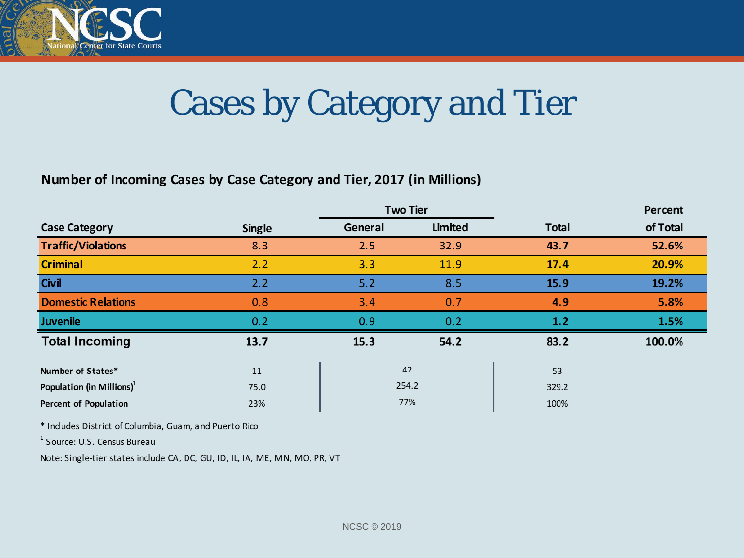# Cases by Category and Tier

**Number of Incoming Cases by Case Category and Tier, 2017 (in Millions)**

| Case Category | Single | Two Tier | | Total | Percent of Total |
|---|---|---|---|---|---|
| | | General | Limited | | |
| **Traffic/Violations** | 8.3 | 2.5 | 32.9 | **43.7** | **52.6%** |
| **Criminal** | 2.2 | 3.3 | 11.9 | **17.4** | **20.9%** |
| **Civil** | 2.2 | 5.2 | 8.5 | **15.9** | **19.2%** |
| **Domestic Relations** | 0.8 | 3.4 | 0.7 | **4.9** | **5.8%** |
| **Juvenile** | 0.2 | 0.9 | 0.2 | **1.2** | **1.5%** |
| **Total Incoming** | **13.7** | **15.3** | **54.2** | **83.2** | **100.0%** |

| | Single | Two Tier | Total |
|---|---|---|---|
| **Number of States*** | 11 | 42 | 53 |
| **Population (in Millions)**[1] | 75.0 | 254.2 | 329.2 |
| **Percent of Population** | 23% | 77% | 100% |

* Includes District of Columbia, Guam, and Puerto Rico

[1] Source: U.S. Census Bureau

Note: Single-tier states include CA, DC, GU, ID, IL, IA, ME, MN, MO, PR, VT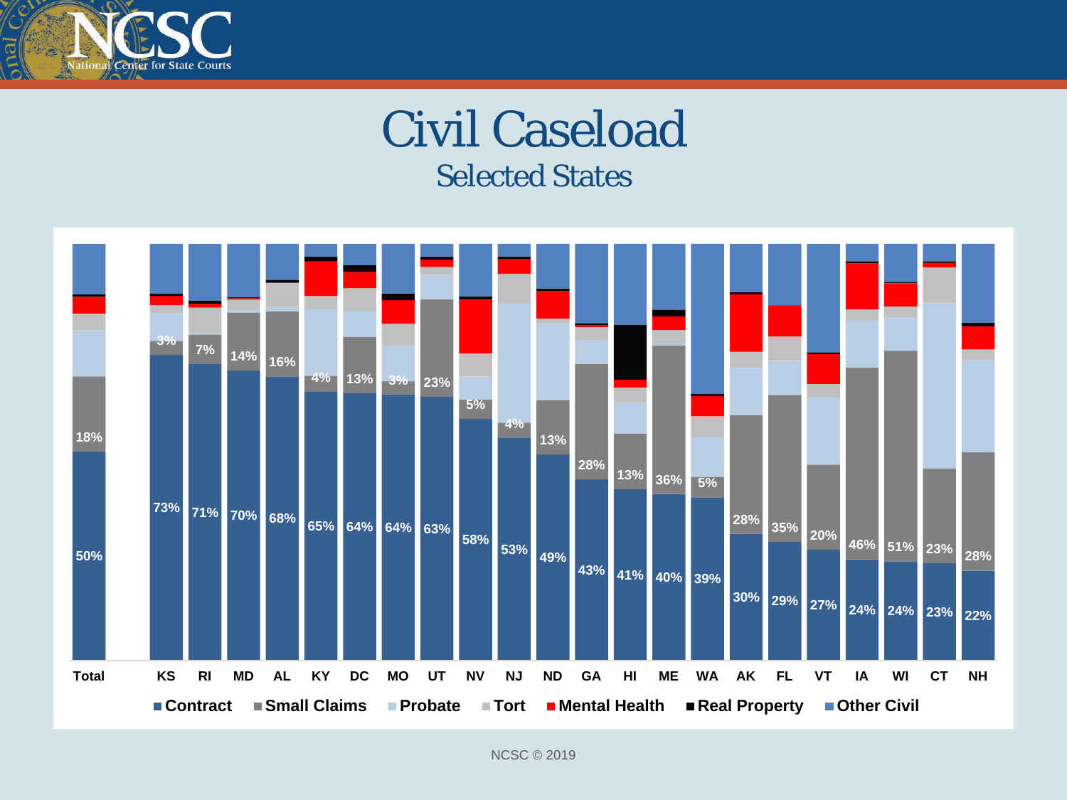# Civil Caseload

## Selected States

| | Contract | Small Claims | Probate |
|---|---|---|---|
| Total | 50% | 18% | |
| KS | 73% | 3% | |
| RI | 71% | 7% | |
| MD | 70% | 14% | |
| AL | 68% | 16% | |
| KY | 65% | 4% | |
| DC | 64% | 13% | |
| MO | 64% | 3% | |
| UT | 63% | 23% | |
| NV | 58% | 5% | |
| NJ | 53% | 4% | |
| ND | 49% | 13% | |
| GA | 43% | 28% | |
| HI | 41% | 13% | |
| ME | 40% | 36% | |
| WA | 39% | 5% | |
| AK | 30% | 28% | |
| FL | 29% | 35% | |
| VT | 27% | 20% | |
| IA | 24% | 46% | |
| WI | 24% | 51% | |
| CT | 23% | | 23% |
| NH | 22% | 28% | |

Legend: Contract, Small Claims, Probate, Tort, Mental Health, Real Property, Other Civil

NCSC © 2019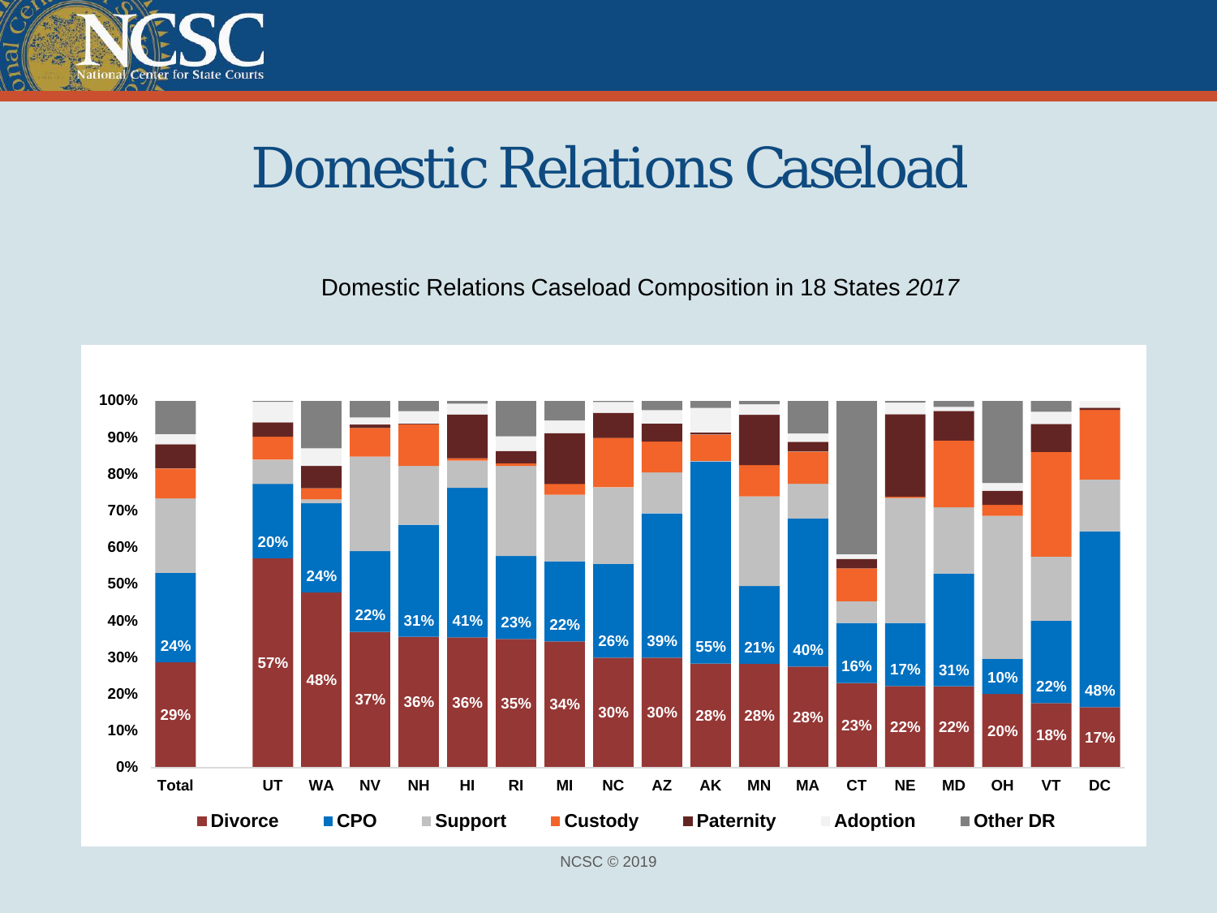# Domestic Relations Caseload

Domestic Relations Caseload Composition in 18 States *2017*

| | Total | UT | WA | NV | NH | HI | RI | MI | NC | AZ | AK | MN | MA | CT | NE | MD | OH | VT | DC |
|---|---|---|---|---|---|---|---|---|---|---|---|---|---|---|---|---|---|---|---|
| Divorce | 29% | 57% | 48% | 37% | 36% | 36% | 35% | 34% | 30% | 30% | 28% | 28% | 28% | 23% | 22% | 22% | 20% | 18% | 17% |
| CPO | 24% | 20% | 24% | 22% | 31% | 41% | 23% | 22% | 26% | 39% | 55% | 21% | 40% | 16% | 17% | 31% | 10% | 22% | 48% |

Legend: Divorce, CPO, Support, Custody, Paternity, Adoption, Other DR

NCSC © 2019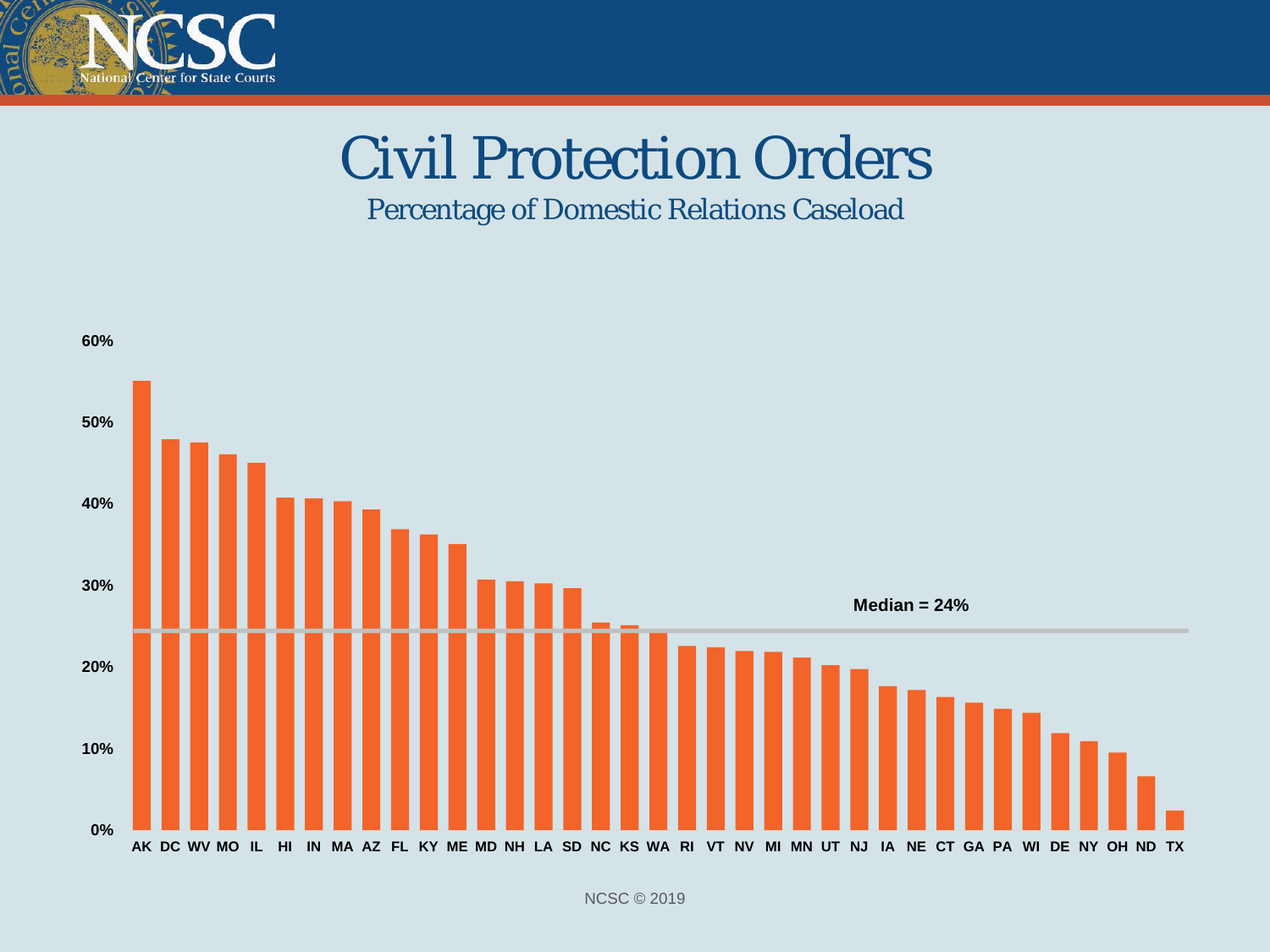# Civil Protection Orders

## Percentage of Domestic Relations Caseload

60%
50%
40%
30%
20%
10%
0%

Median = 24%

AK DC WV MO IL HI IN MA AZ FL KY ME MD NH LA SD NC KS WA RI VT NV MI MN UT NJ IA NE CT GA PA WI DE NY OH ND TX

NCSC © 2019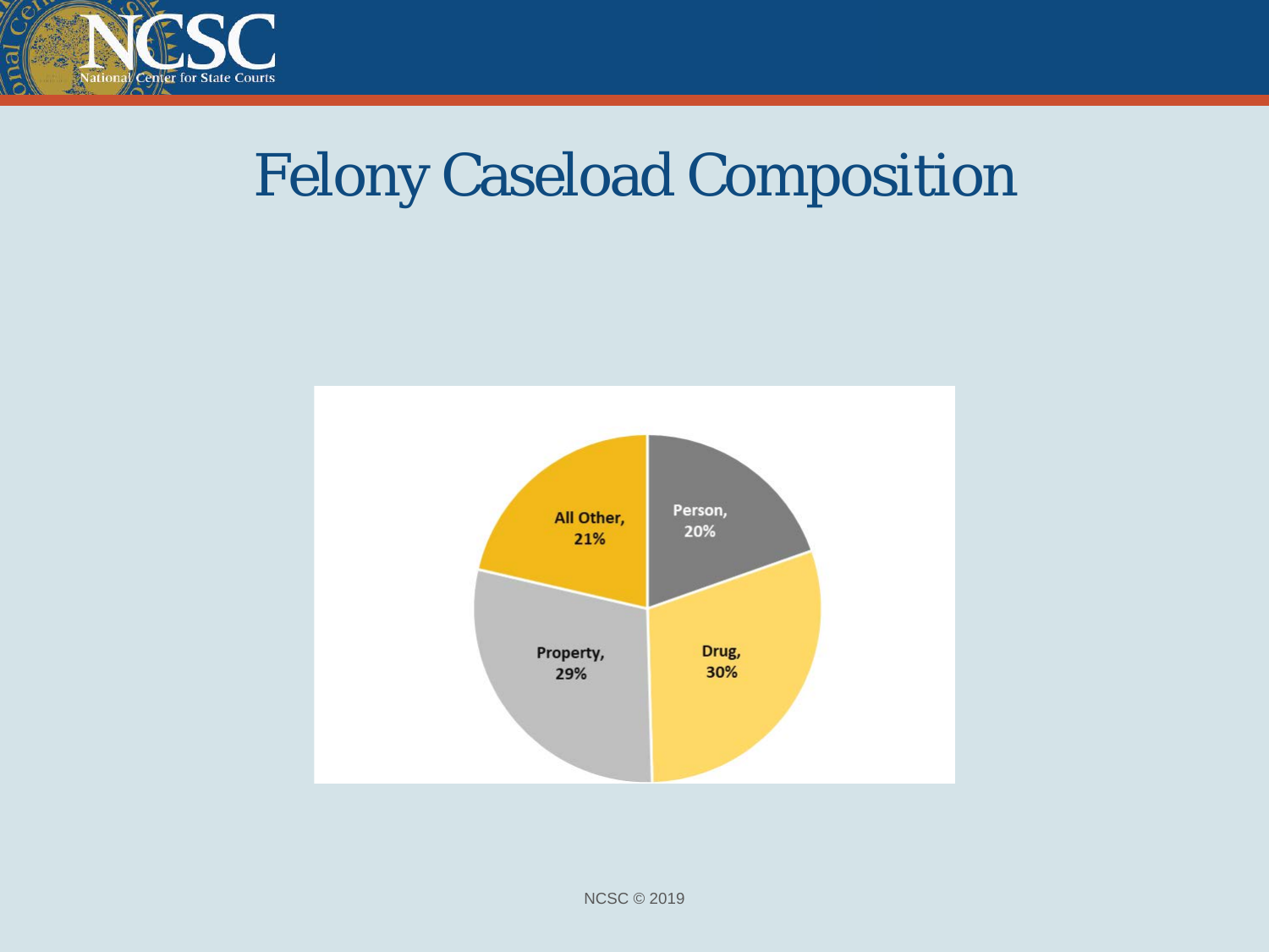# Felony Caseload Composition

All Other, 21%

Person, 20%

Property, 29%

Drug, 30%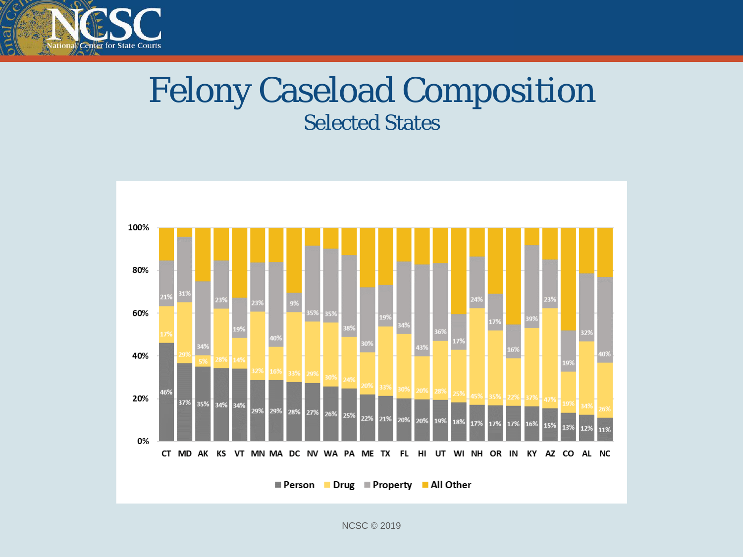# Felony Caseload Composition

## Selected States

| State | Person | Drug | Property |
|---|---|---|---|
| CT | 46% | 17% | 21% |
| MD | 37% | 29% | 31% |
| AK | 35% | 5% | 34% |
| KS | 34% | 28% | 23% |
| VT | 34% | 14% | 19% |
| MN | 29% | 32% | 23% |
| MA | 29% | 16% | 40% |
| DC | 28% | 33% | 9% |
| NV | 27% | 29% | 35% |
| WA | 26% | 30% | 35% |
| PA | 25% | 24% | 38% |
| ME | 22% | 20% | 30% |
| TX | 21% | 33% | 19% |
| FL | 20% | 30% | 34% |
| HI | 20% | 20% | 43% |
| UT | 19% | 28% | 36% |
| WI | 18% | 25% | 17% |
| NH | 17% | 45% | 24% |
| OR | 17% | 35% | 17% |
| IN | 17% | 22% | 16% |
| KY | 16% | 37% | 39% |
| AZ | 15% | 47% | 23% |
| CO | 13% | 19% | 19% |
| AL | 12% | 34% | 32% |
| NC | 11% | 26% | 40% |

Legend: Person, Drug, Property, All Other

NCSC © 2019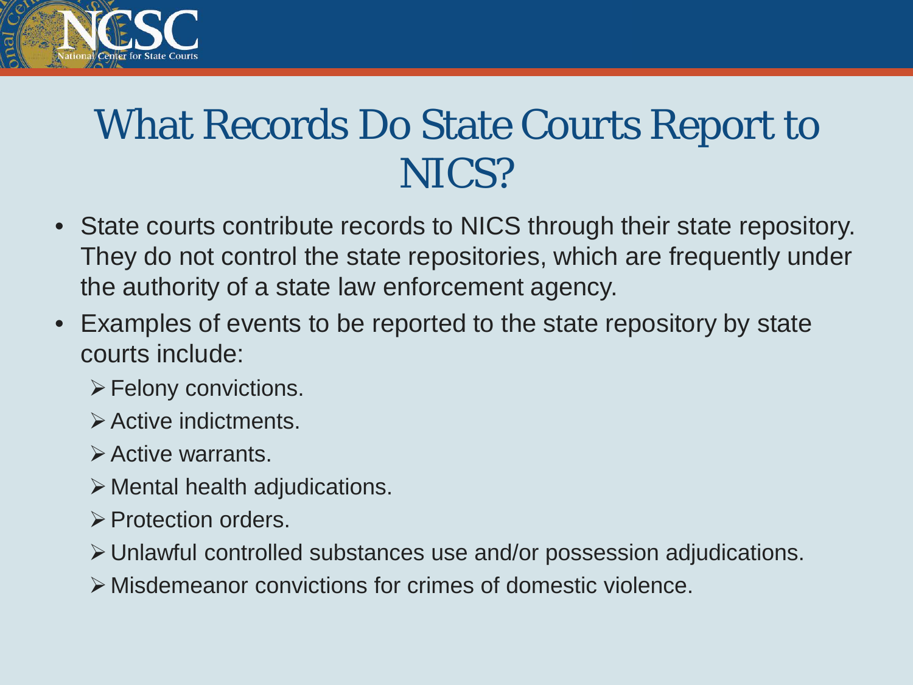# What Records Do State Courts Report to NICS?

- State courts contribute records to NICS through their state repository. They do not control the state repositories, which are frequently under the authority of a state law enforcement agency.
- Examples of events to be reported to the state repository by state courts include:
  - Felony convictions.
  - Active indictments.
  - Active warrants.
  - Mental health adjudications.
  - Protection orders.
  - Unlawful controlled substances use and/or possession adjudications.
  - Misdemeanor convictions for crimes of domestic violence.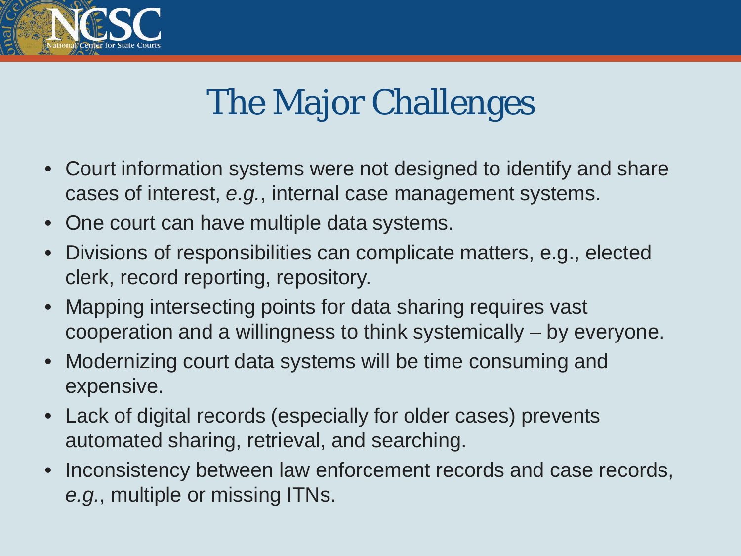# The Major Challenges

- Court information systems were not designed to identify and share cases of interest, *e.g.*, internal case management systems.
- One court can have multiple data systems.
- Divisions of responsibilities can complicate matters, e.g., elected clerk, record reporting, repository.
- Mapping intersecting points for data sharing requires vast cooperation and a willingness to think systemically – by everyone.
- Modernizing court data systems will be time consuming and expensive.
- Lack of digital records (especially for older cases) prevents automated sharing, retrieval, and searching.
- Inconsistency between law enforcement records and case records, *e.g.*, multiple or missing ITNs.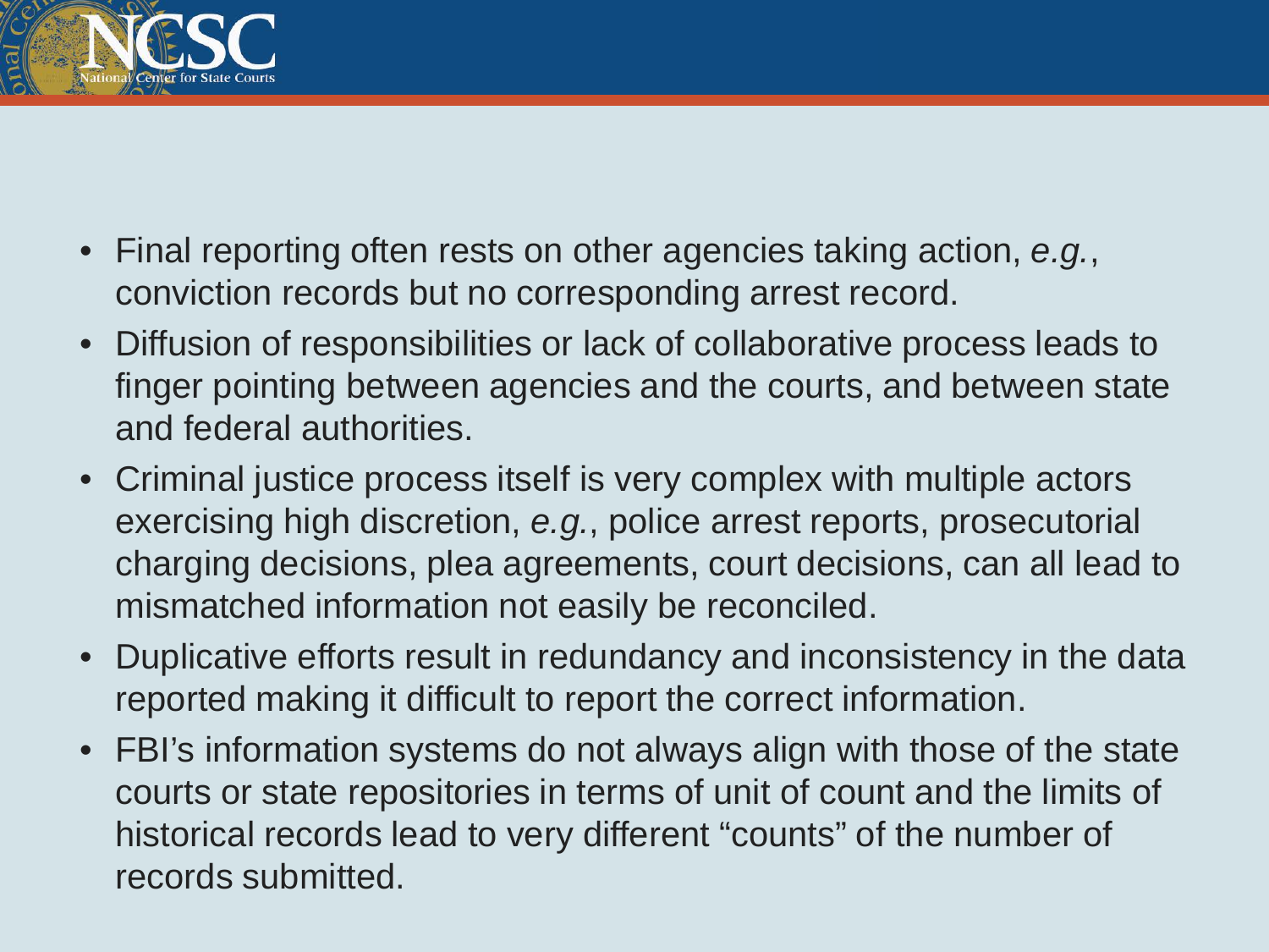- Final reporting often rests on other agencies taking action, *e.g.*, conviction records but no corresponding arrest record.
- Diffusion of responsibilities or lack of collaborative process leads to finger pointing between agencies and the courts, and between state and federal authorities.
- Criminal justice process itself is very complex with multiple actors exercising high discretion, *e.g.*, police arrest reports, prosecutorial charging decisions, plea agreements, court decisions, can all lead to mismatched information not easily be reconciled.
- Duplicative efforts result in redundancy and inconsistency in the data reported making it difficult to report the correct information.
- FBI's information systems do not always align with those of the state courts or state repositories in terms of unit of count and the limits of historical records lead to very different "counts" of the number of records submitted.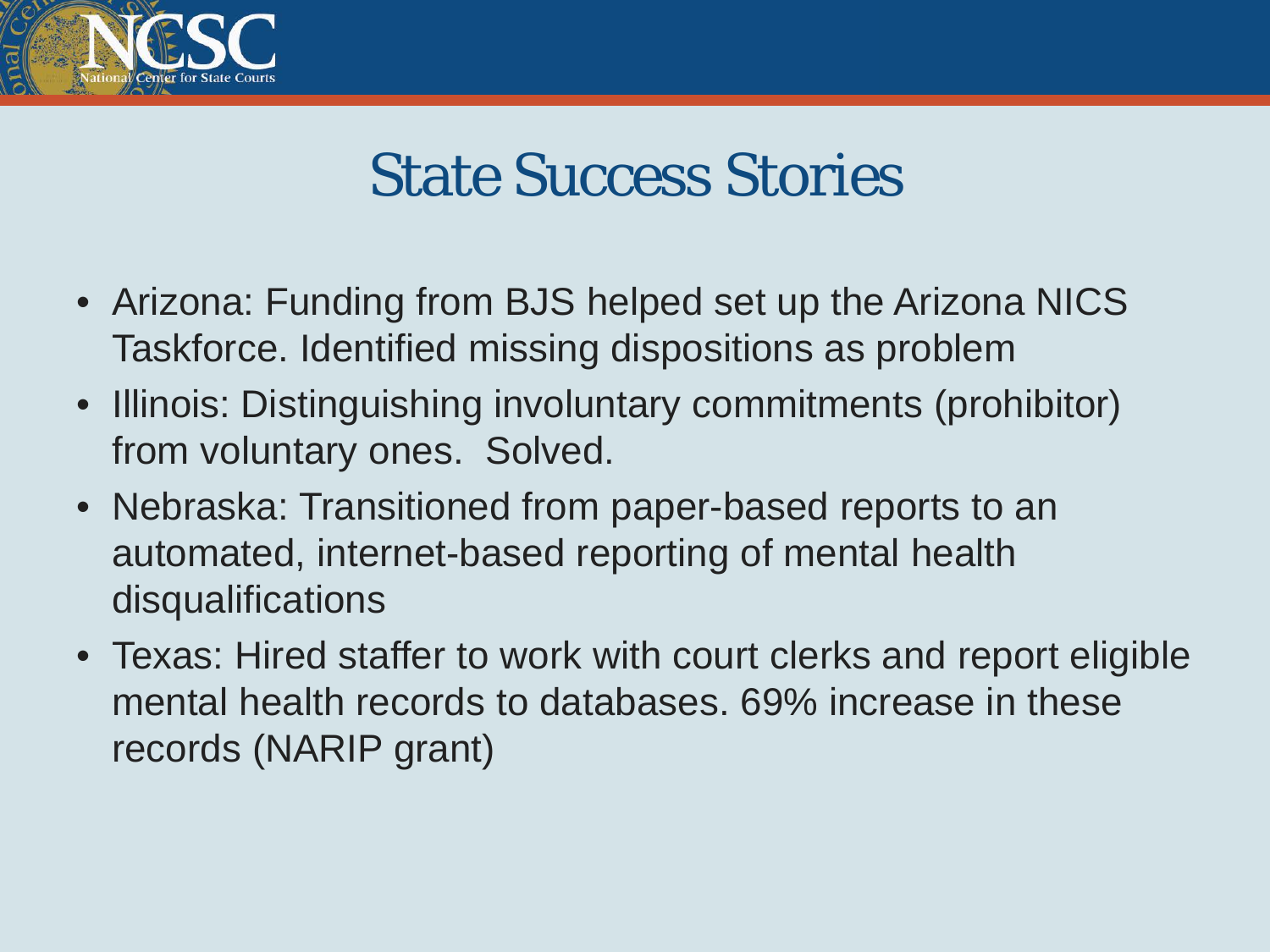# State Success Stories

- Arizona: Funding from BJS helped set up the Arizona NICS Taskforce. Identified missing dispositions as problem
- Illinois: Distinguishing involuntary commitments (prohibitor) from voluntary ones. Solved.
- Nebraska: Transitioned from paper-based reports to an automated, internet-based reporting of mental health disqualifications
- Texas: Hired staffer to work with court clerks and report eligible mental health records to databases. 69% increase in these records (NARIP grant)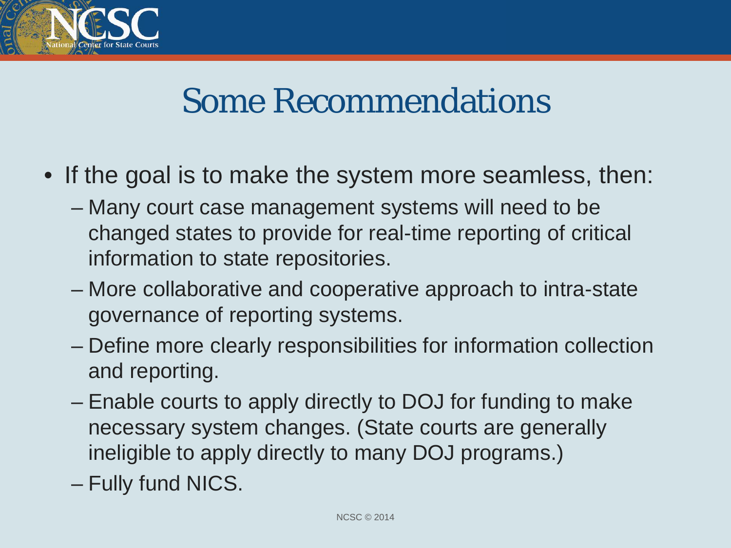# Some Recommendations

- If the goal is to make the system more seamless, then:
  - Many court case management systems will need to be changed states to provide for real-time reporting of critical information to state repositories.
  - More collaborative and cooperative approach to intra-state governance of reporting systems.
  - Define more clearly responsibilities for information collection and reporting.
  - Enable courts to apply directly to DOJ for funding to make necessary system changes. (State courts are generally ineligible to apply directly to many DOJ programs.)
  - Fully fund NICS.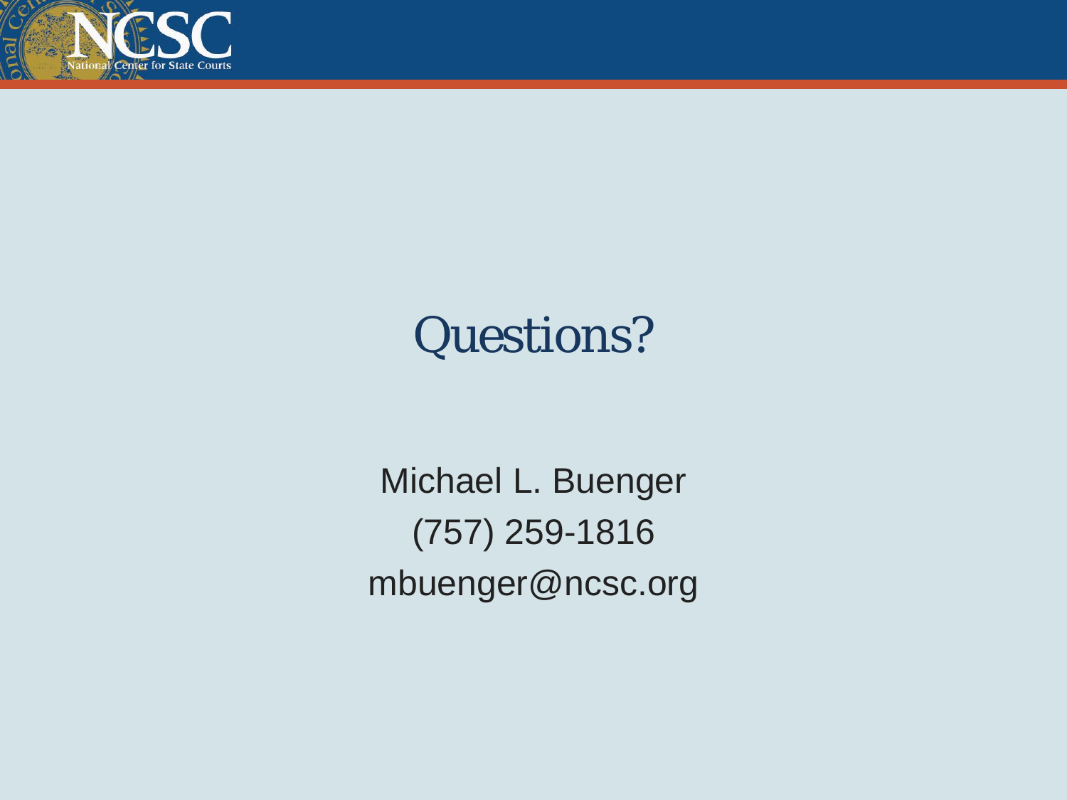# Questions?

Michael L. Buenger

(757) 259-1816

mbuenger@ncsc.org